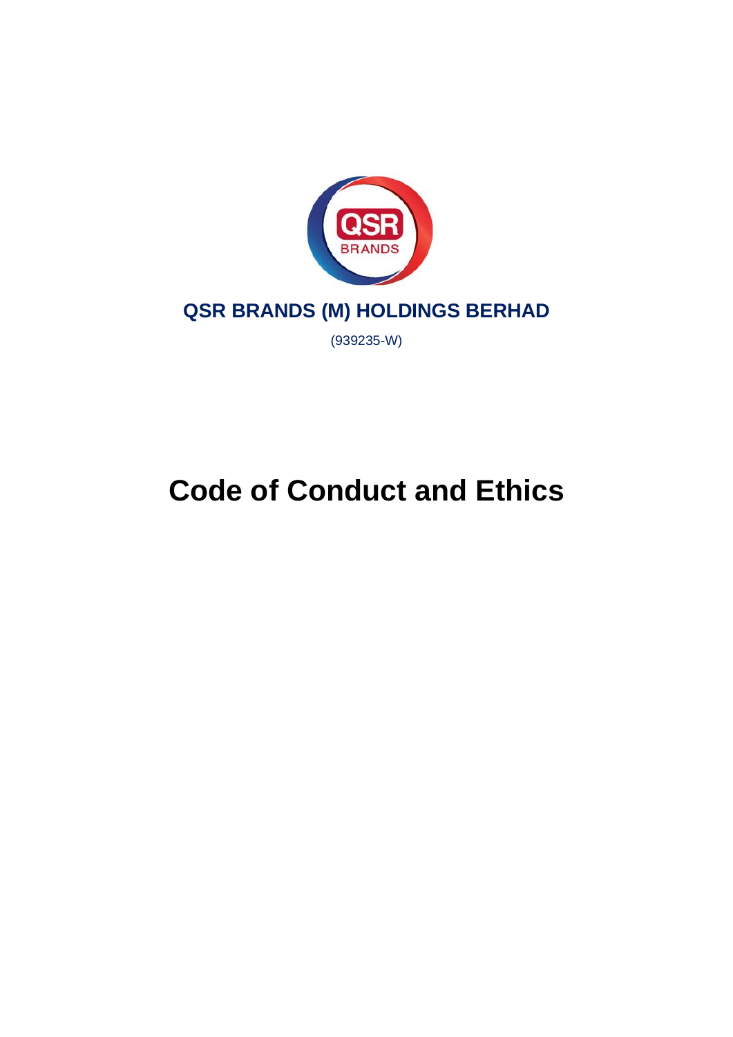**QSR BRANDS (M) HOLDINGS BERHAD**

(939235-W)

# Code of Conduct and Ethics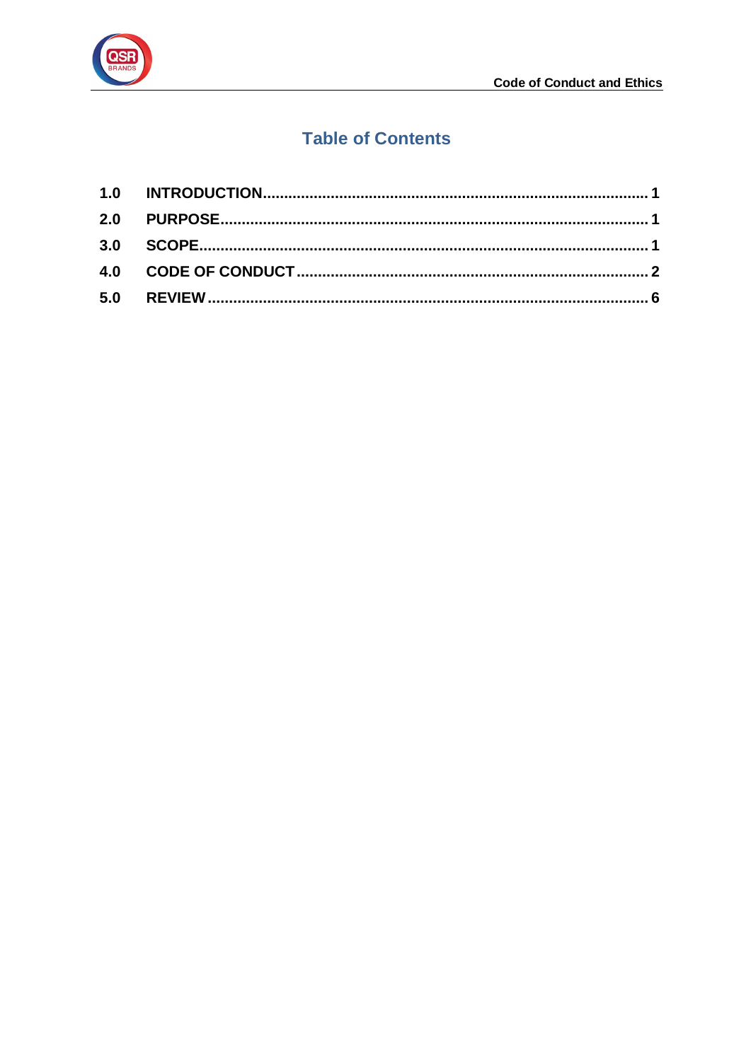## Table of Contents

| | | |
|---|---|---|
| 1.0 | INTRODUCTION | 1 |
| 2.0 | PURPOSE | 1 |
| 3.0 | SCOPE | 1 |
| 4.0 | CODE OF CONDUCT | 2 |
| 5.0 | REVIEW | 6 |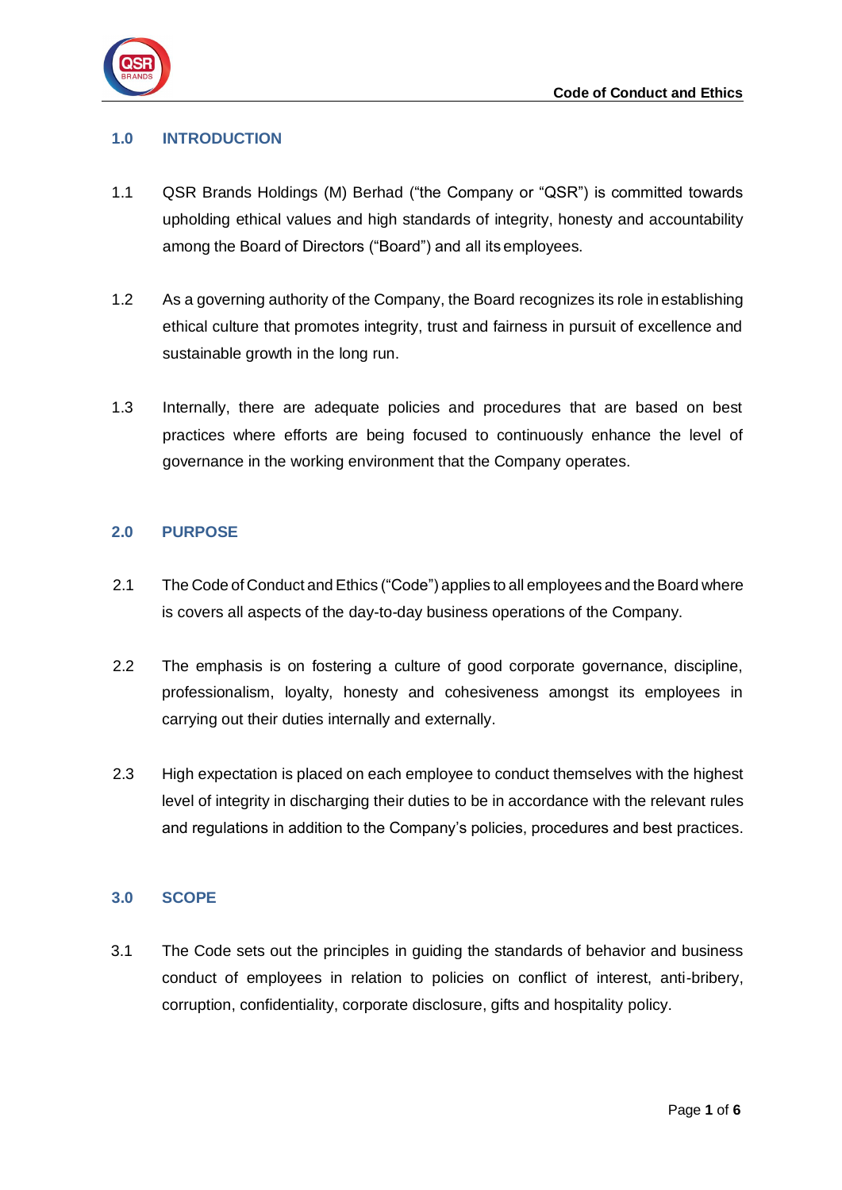## 1.0 INTRODUCTION

1.1 QSR Brands Holdings (M) Berhad ("the Company or "QSR") is committed towards upholding ethical values and high standards of integrity, honesty and accountability among the Board of Directors ("Board") and all its employees.

1.2 As a governing authority of the Company, the Board recognizes its role in establishing ethical culture that promotes integrity, trust and fairness in pursuit of excellence and sustainable growth in the long run.

1.3 Internally, there are adequate policies and procedures that are based on best practices where efforts are being focused to continuously enhance the level of governance in the working environment that the Company operates.

## 2.0 PURPOSE

2.1 The Code of Conduct and Ethics ("Code") applies to all employees and the Board where is covers all aspects of the day-to-day business operations of the Company.

2.2 The emphasis is on fostering a culture of good corporate governance, discipline, professionalism, loyalty, honesty and cohesiveness amongst its employees in carrying out their duties internally and externally.

2.3 High expectation is placed on each employee to conduct themselves with the highest level of integrity in discharging their duties to be in accordance with the relevant rules and regulations in addition to the Company's policies, procedures and best practices.

## 3.0 SCOPE

3.1 The Code sets out the principles in guiding the standards of behavior and business conduct of employees in relation to policies on conflict of interest, anti-bribery, corruption, confidentiality, corporate disclosure, gifts and hospitality policy.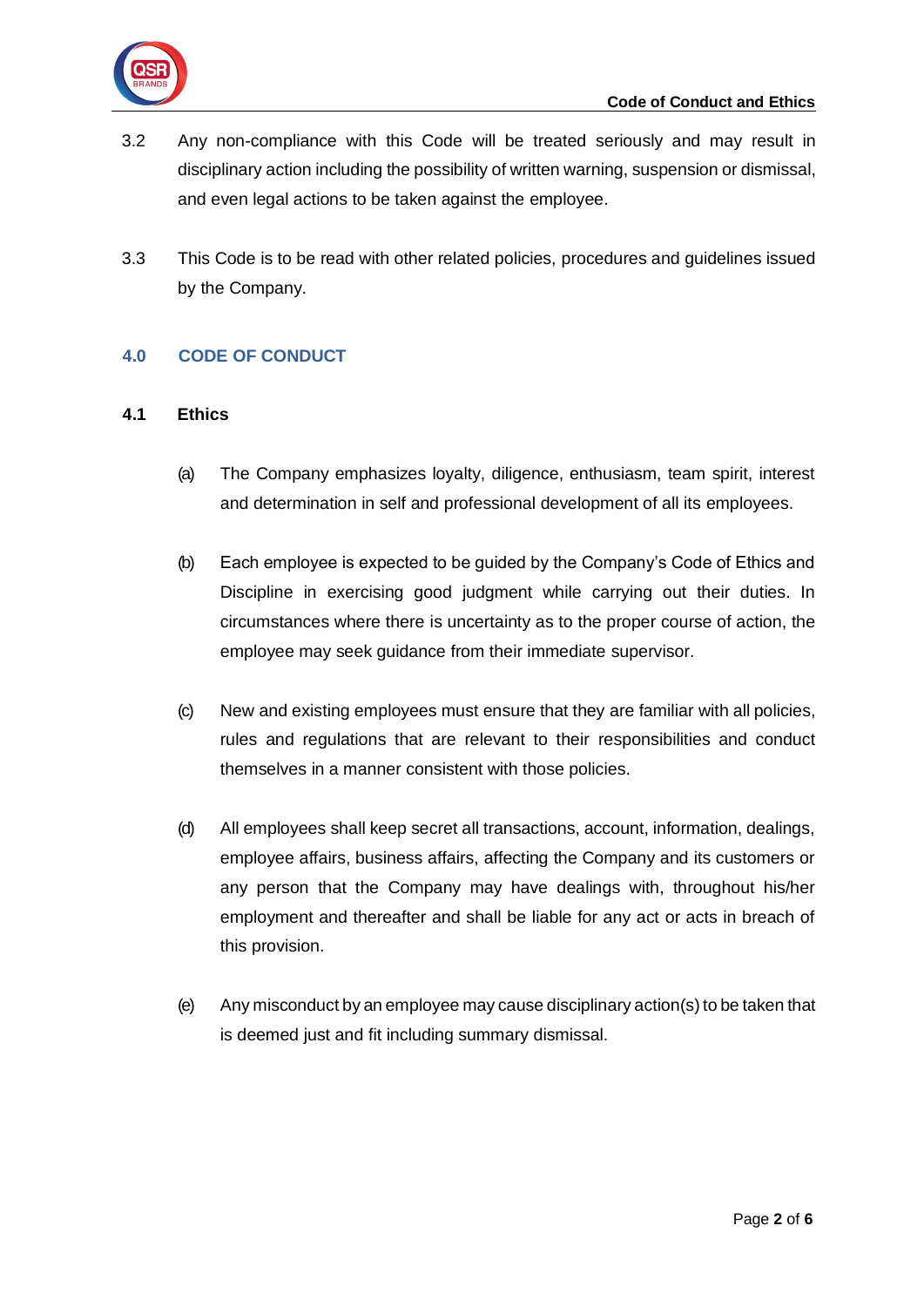3.2 Any non-compliance with this Code will be treated seriously and may result in disciplinary action including the possibility of written warning, suspension or dismissal, and even legal actions to be taken against the employee.

3.3 This Code is to be read with other related policies, procedures and guidelines issued by the Company.

## 4.0 CODE OF CONDUCT

### 4.1 Ethics

(a) The Company emphasizes loyalty, diligence, enthusiasm, team spirit, interest and determination in self and professional development of all its employees.

(b) Each employee is expected to be guided by the Company's Code of Ethics and Discipline in exercising good judgment while carrying out their duties. In circumstances where there is uncertainty as to the proper course of action, the employee may seek guidance from their immediate supervisor.

(c) New and existing employees must ensure that they are familiar with all policies, rules and regulations that are relevant to their responsibilities and conduct themselves in a manner consistent with those policies.

(d) All employees shall keep secret all transactions, account, information, dealings, employee affairs, business affairs, affecting the Company and its customers or any person that the Company may have dealings with, throughout his/her employment and thereafter and shall be liable for any act or acts in breach of this provision.

(e) Any misconduct by an employee may cause disciplinary action(s) to be taken that is deemed just and fit including summary dismissal.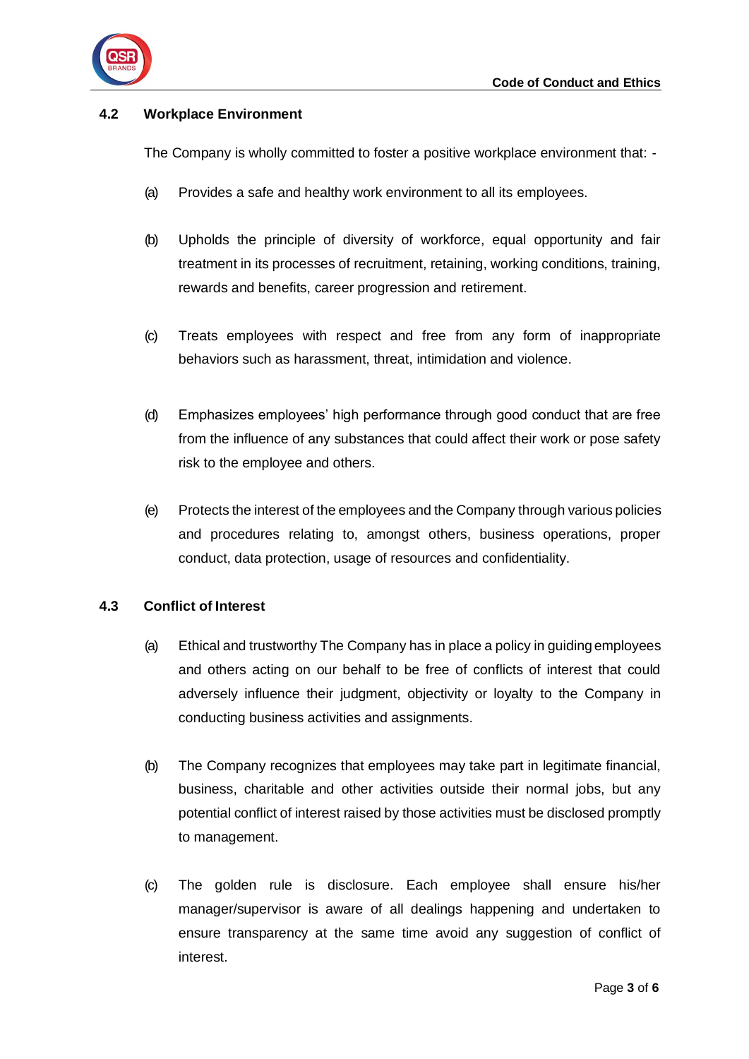### 4.2 Workplace Environment

The Company is wholly committed to foster a positive workplace environment that: -

(a) Provides a safe and healthy work environment to all its employees.

(b) Upholds the principle of diversity of workforce, equal opportunity and fair treatment in its processes of recruitment, retaining, working conditions, training, rewards and benefits, career progression and retirement.

(c) Treats employees with respect and free from any form of inappropriate behaviors such as harassment, threat, intimidation and violence.

(d) Emphasizes employees' high performance through good conduct that are free from the influence of any substances that could affect their work or pose safety risk to the employee and others.

(e) Protects the interest of the employees and the Company through various policies and procedures relating to, amongst others, business operations, proper conduct, data protection, usage of resources and confidentiality.

### 4.3 Conflict of Interest

(a) Ethical and trustworthy The Company has in place a policy in guiding employees and others acting on our behalf to be free of conflicts of interest that could adversely influence their judgment, objectivity or loyalty to the Company in conducting business activities and assignments.

(b) The Company recognizes that employees may take part in legitimate financial, business, charitable and other activities outside their normal jobs, but any potential conflict of interest raised by those activities must be disclosed promptly to management.

(c) The golden rule is disclosure. Each employee shall ensure his/her manager/supervisor is aware of all dealings happening and undertaken to ensure transparency at the same time avoid any suggestion of conflict of interest.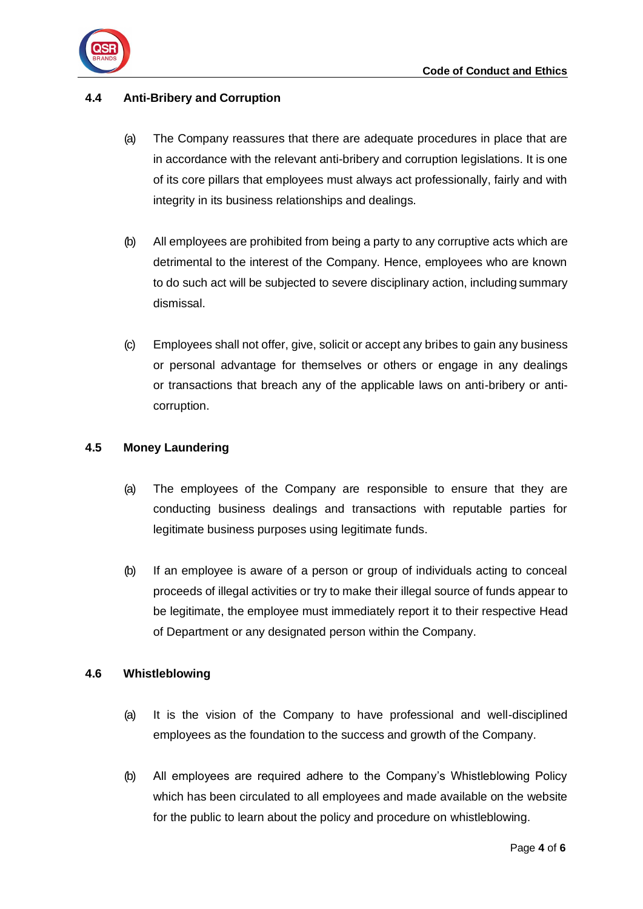### 4.4 Anti-Bribery and Corruption

(a) The Company reassures that there are adequate procedures in place that are in accordance with the relevant anti-bribery and corruption legislations. It is one of its core pillars that employees must always act professionally, fairly and with integrity in its business relationships and dealings.

(b) All employees are prohibited from being a party to any corruptive acts which are detrimental to the interest of the Company. Hence, employees who are known to do such act will be subjected to severe disciplinary action, including summary dismissal.

(c) Employees shall not offer, give, solicit or accept any bribes to gain any business or personal advantage for themselves or others or engage in any dealings or transactions that breach any of the applicable laws on anti-bribery or anti-corruption.

### 4.5 Money Laundering

(a) The employees of the Company are responsible to ensure that they are conducting business dealings and transactions with reputable parties for legitimate business purposes using legitimate funds.

(b) If an employee is aware of a person or group of individuals acting to conceal proceeds of illegal activities or try to make their illegal source of funds appear to be legitimate, the employee must immediately report it to their respective Head of Department or any designated person within the Company.

### 4.6 Whistleblowing

(a) It is the vision of the Company to have professional and well-disciplined employees as the foundation to the success and growth of the Company.

(b) All employees are required adhere to the Company's Whistleblowing Policy which has been circulated to all employees and made available on the website for the public to learn about the policy and procedure on whistleblowing.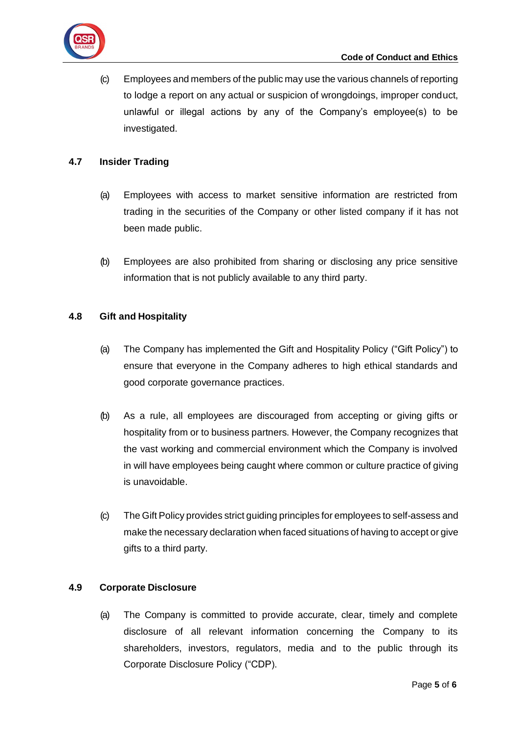(c) Employees and members of the public may use the various channels of reporting to lodge a report on any actual or suspicion of wrongdoings, improper conduct, unlawful or illegal actions by any of the Company's employee(s) to be investigated.

### 4.7 Insider Trading

(a) Employees with access to market sensitive information are restricted from trading in the securities of the Company or other listed company if it has not been made public.

(b) Employees are also prohibited from sharing or disclosing any price sensitive information that is not publicly available to any third party.

### 4.8 Gift and Hospitality

(a) The Company has implemented the Gift and Hospitality Policy ("Gift Policy") to ensure that everyone in the Company adheres to high ethical standards and good corporate governance practices.

(b) As a rule, all employees are discouraged from accepting or giving gifts or hospitality from or to business partners. However, the Company recognizes that the vast working and commercial environment which the Company is involved in will have employees being caught where common or culture practice of giving is unavoidable.

(c) The Gift Policy provides strict guiding principles for employees to self-assess and make the necessary declaration when faced situations of having to accept or give gifts to a third party.

### 4.9 Corporate Disclosure

(a) The Company is committed to provide accurate, clear, timely and complete disclosure of all relevant information concerning the Company to its shareholders, investors, regulators, media and to the public through its Corporate Disclosure Policy ("CDP).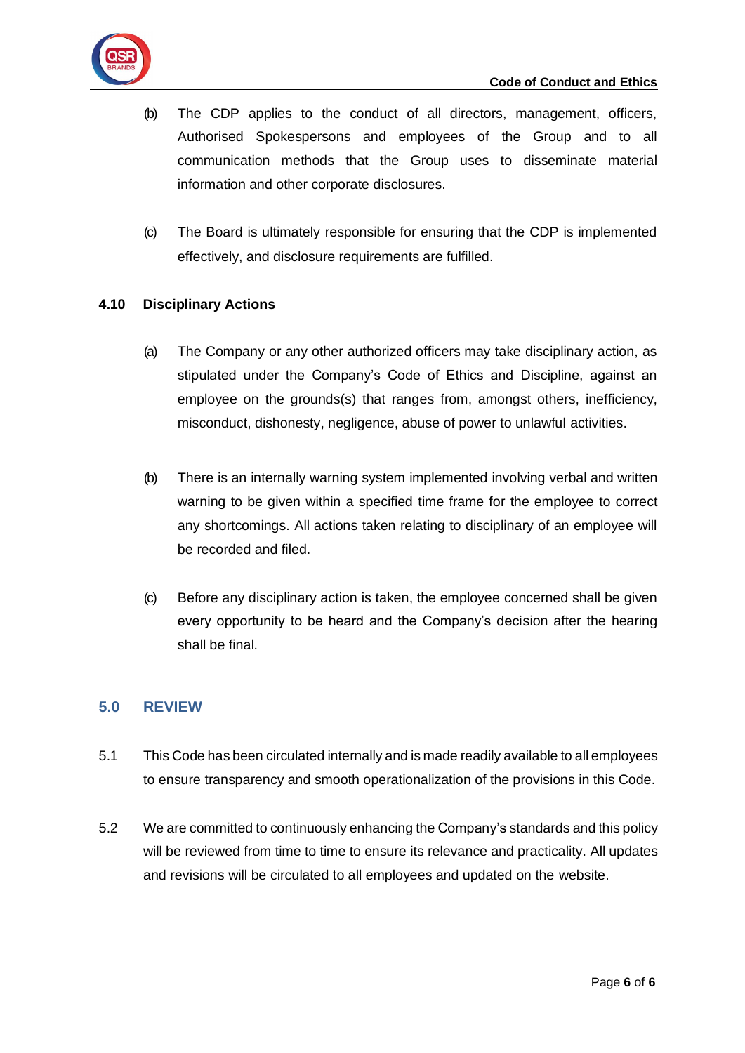(b) The CDP applies to the conduct of all directors, management, officers, Authorised Spokespersons and employees of the Group and to all communication methods that the Group uses to disseminate material information and other corporate disclosures.

(c) The Board is ultimately responsible for ensuring that the CDP is implemented effectively, and disclosure requirements are fulfilled.

### 4.10 Disciplinary Actions

(a) The Company or any other authorized officers may take disciplinary action, as stipulated under the Company's Code of Ethics and Discipline, against an employee on the grounds(s) that ranges from, amongst others, inefficiency, misconduct, dishonesty, negligence, abuse of power to unlawful activities.

(b) There is an internally warning system implemented involving verbal and written warning to be given within a specified time frame for the employee to correct any shortcomings. All actions taken relating to disciplinary of an employee will be recorded and filed.

(c) Before any disciplinary action is taken, the employee concerned shall be given every opportunity to be heard and the Company's decision after the hearing shall be final.

## 5.0 REVIEW

5.1 This Code has been circulated internally and is made readily available to all employees to ensure transparency and smooth operationalization of the provisions in this Code.

5.2 We are committed to continuously enhancing the Company's standards and this policy will be reviewed from time to time to ensure its relevance and practicality. All updates and revisions will be circulated to all employees and updated on the website.